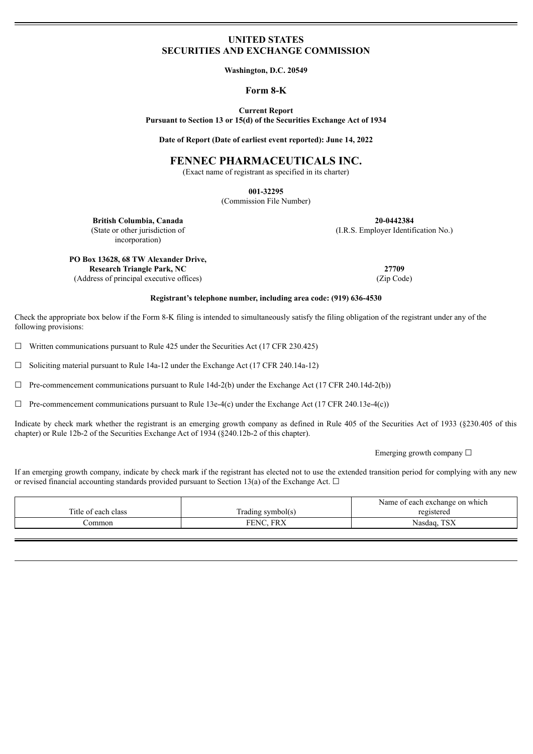# UNITED STATES
# SECURITIES AND EXCHANGE COMMISSION

**Washington, D.C. 20549**

## Form 8-K

**Current Report**
**Pursuant to Section 13 or 15(d) of the Securities Exchange Act of 1934**

**Date of Report (Date of earliest event reported): June 14, 2022**

# FENNEC PHARMACEUTICALS INC.

(Exact name of registrant as specified in its charter)

**001-32295**
(Commission File Number)

| | |
|---|---|
| **British Columbia, Canada** (State or other jurisdiction of incorporation) | **20-0442384** (I.R.S. Employer Identification No.) |
| **PO Box 13628, 68 TW Alexander Drive, Research Triangle Park, NC** (Address of principal executive offices) | **27709** (Zip Code) |

**Registrant's telephone number, including area code: (919) 636-4530**

Check the appropriate box below if the Form 8-K filing is intended to simultaneously satisfy the filing obligation of the registrant under any of the following provisions:

☐ Written communications pursuant to Rule 425 under the Securities Act (17 CFR 230.425)

☐ Soliciting material pursuant to Rule 14a-12 under the Exchange Act (17 CFR 240.14a-12)

☐ Pre-commencement communications pursuant to Rule 14d-2(b) under the Exchange Act (17 CFR 240.14d-2(b))

☐ Pre-commencement communications pursuant to Rule 13e-4(c) under the Exchange Act (17 CFR 240.13e-4(c))

Indicate by check mark whether the registrant is an emerging growth company as defined in Rule 405 of the Securities Act of 1933 (§230.405 of this chapter) or Rule 12b-2 of the Securities Exchange Act of 1934 (§240.12b-2 of this chapter).

Emerging growth company ☐

If an emerging growth company, indicate by check mark if the registrant has elected not to use the extended transition period for complying with any new or revised financial accounting standards provided pursuant to Section 13(a) of the Exchange Act. ☐

| Title of each class | Trading symbol(s) | Name of each exchange on which registered |
|---|---|---|
| Common | FENC, FRX | Nasdaq, TSX |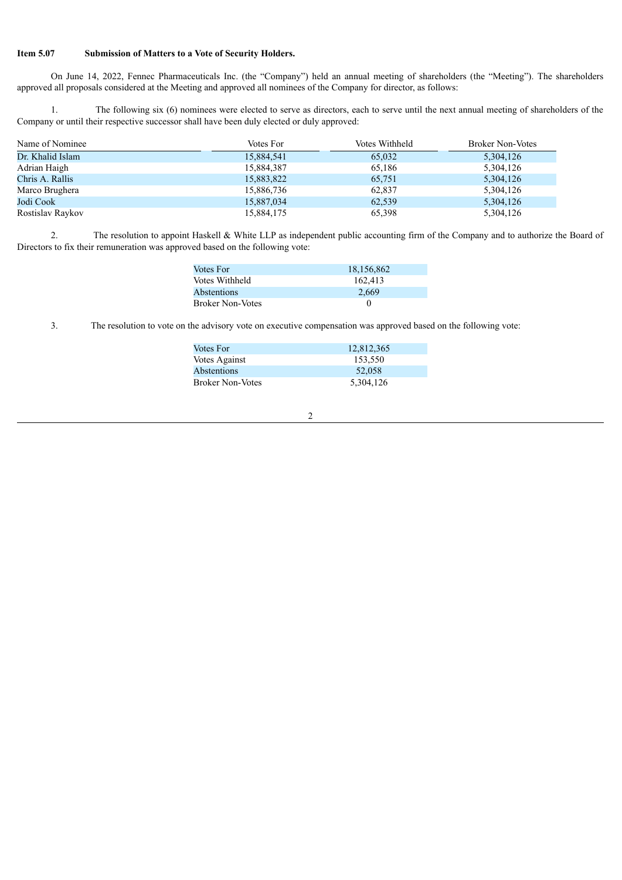**Item 5.07 Submission of Matters to a Vote of Security Holders.**

On June 14, 2022, Fennec Pharmaceuticals Inc. (the "Company") held an annual meeting of shareholders (the "Meeting"). The shareholders approved all proposals considered at the Meeting and approved all nominees of the Company for director, as follows:

1. The following six (6) nominees were elected to serve as directors, each to serve until the next annual meeting of shareholders of the Company or until their respective successor shall have been duly elected or duly approved:

| Name of Nominee | Votes For | Votes Withheld | Broker Non-Votes |
|---|---|---|---|
| Dr. Khalid Islam | 15,884,541 | 65,032 | 5,304,126 |
| Adrian Haigh | 15,884,387 | 65,186 | 5,304,126 |
| Chris A. Rallis | 15,883,822 | 65,751 | 5,304,126 |
| Marco Brughera | 15,886,736 | 62,837 | 5,304,126 |
| Jodi Cook | 15,887,034 | 62,539 | 5,304,126 |
| Rostislav Raykov | 15,884,175 | 65,398 | 5,304,126 |

2. The resolution to appoint Haskell & White LLP as independent public accounting firm of the Company and to authorize the Board of Directors to fix their remuneration was approved based on the following vote:

| | |
|---|---|
| Votes For | 18,156,862 |
| Votes Withheld | 162,413 |
| Abstentions | 2,669 |
| Broker Non-Votes | 0 |

3. The resolution to vote on the advisory vote on executive compensation was approved based on the following vote:

| | |
|---|---|
| Votes For | 12,812,365 |
| Votes Against | 153,550 |
| Abstentions | 52,058 |
| Broker Non-Votes | 5,304,126 |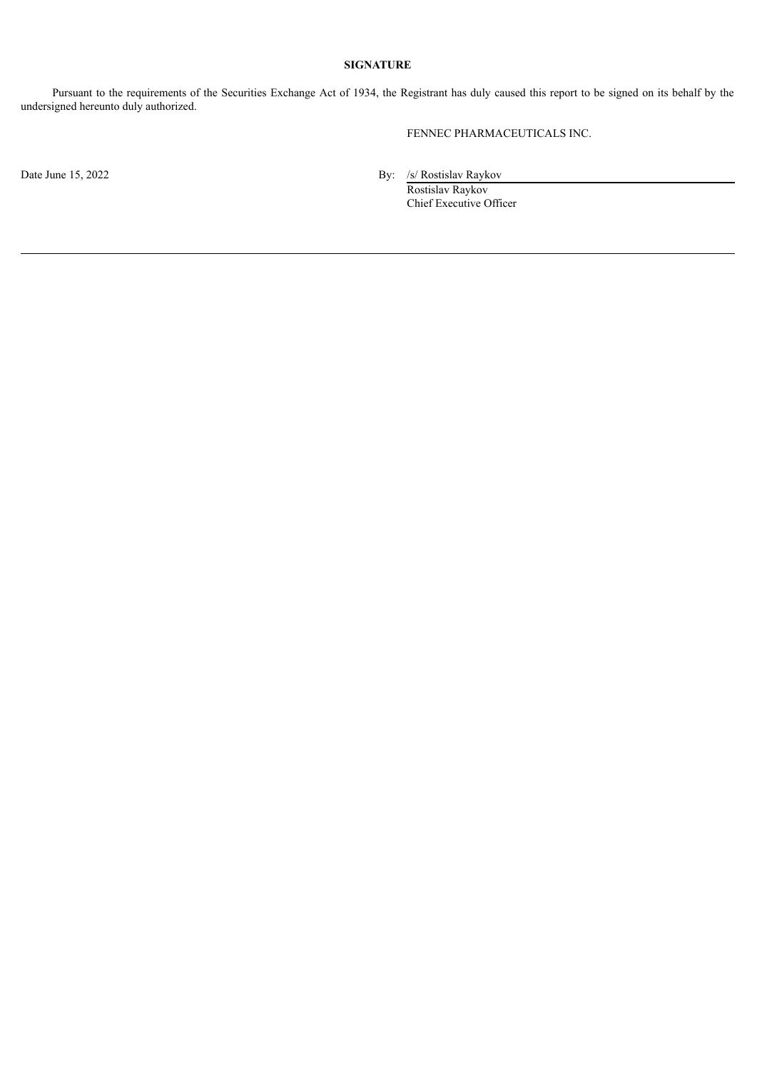**SIGNATURE**

Pursuant to the requirements of the Securities Exchange Act of 1934, the Registrant has duly caused this report to be signed on its behalf by the undersigned hereunto duly authorized.

FENNEC PHARMACEUTICALS INC.

Date June 15, 2022

By: /s/ Rostislav Raykov
Rostislav Raykov
Chief Executive Officer